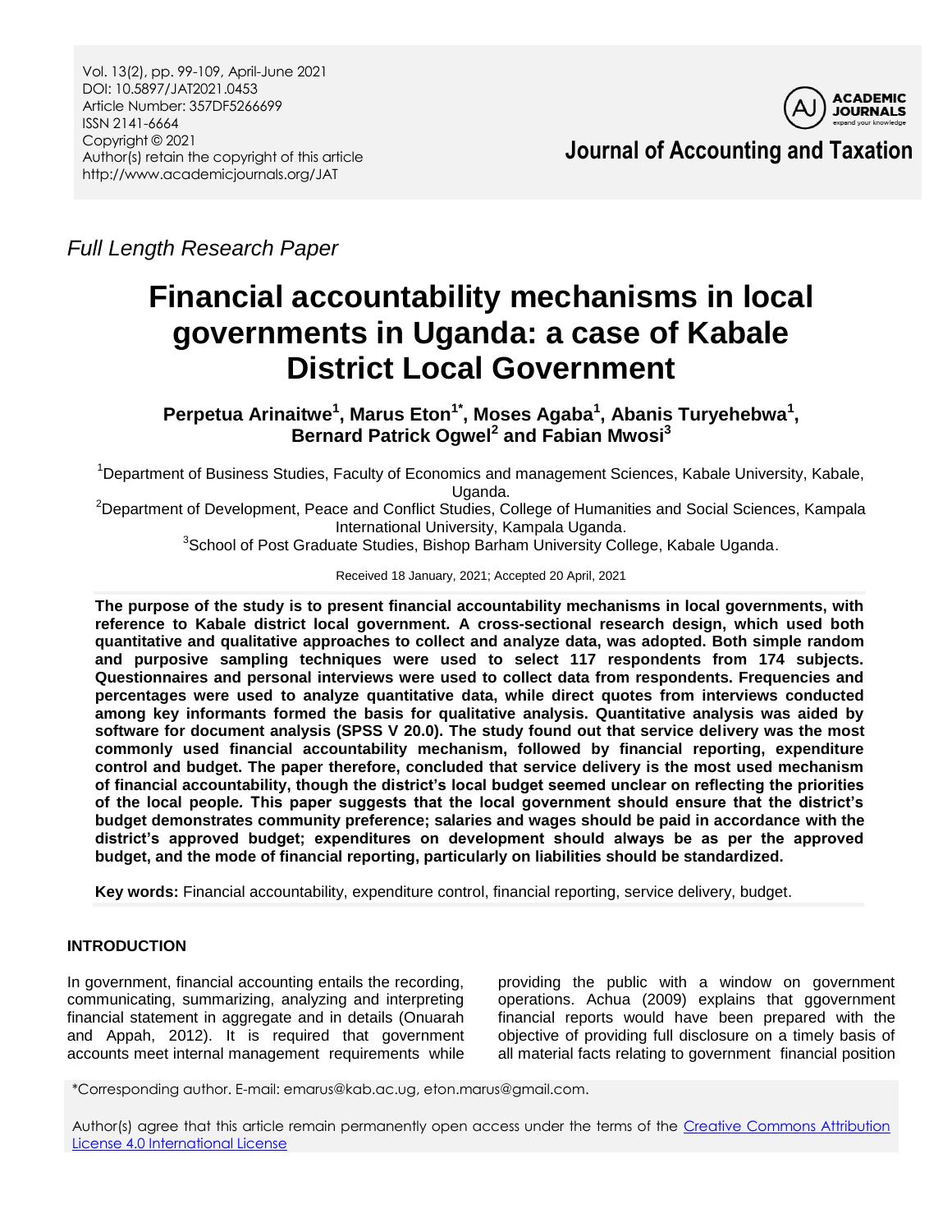Vol. 13(2), pp. 99-109, April-June 2021
DOI: 10.5897/JAT2021.0453
Article Number: 357DF5266699
ISSN 2141-6664
Copyright © 2021
Author(s) retain the copyright of this article
http://www.academicjournals.org/JAT

**Journal of Accounting and Taxation**

*Full Length Research Paper*

# Financial accountability mechanisms in local governments in Uganda: a case of Kabale District Local Government

**Perpetua Arinaitwe[1], Marus Eton[1*], Moses Agaba[1], Abanis Turyehebwa[1], Bernard Patrick Ogwel[2] and Fabian Mwosi[3]**

[1]Department of Business Studies, Faculty of Economics and management Sciences, Kabale University, Kabale, Uganda.

[2]Department of Development, Peace and Conflict Studies, College of Humanities and Social Sciences, Kampala International University, Kampala Uganda.

[3]School of Post Graduate Studies, Bishop Barham University College, Kabale Uganda.

Received 18 January, 2021; Accepted 20 April, 2021

**The purpose of the study is to present financial accountability mechanisms in local governments, with reference to Kabale district local government. A cross-sectional research design, which used both quantitative and qualitative approaches to collect and analyze data, was adopted. Both simple random and purposive sampling techniques were used to select 117 respondents from 174 subjects. Questionnaires and personal interviews were used to collect data from respondents. Frequencies and percentages were used to analyze quantitative data, while direct quotes from interviews conducted among key informants formed the basis for qualitative analysis. Quantitative analysis was aided by software for document analysis (SPSS V 20.0). The study found out that service delivery was the most commonly used financial accountability mechanism, followed by financial reporting, expenditure control and budget. The paper therefore, concluded that service delivery is the most used mechanism of financial accountability, though the district's local budget seemed unclear on reflecting the priorities of the local people. This paper suggests that the local government should ensure that the district's budget demonstrates community preference; salaries and wages should be paid in accordance with the district's approved budget; expenditures on development should always be as per the approved budget, and the mode of financial reporting, particularly on liabilities should be standardized.**

**Key words:** Financial accountability, expenditure control, financial reporting, service delivery, budget.

## INTRODUCTION

In government, financial accounting entails the recording, communicating, summarizing, analyzing and interpreting financial statement in aggregate and in details (Onuarah and Appah, 2012). It is required that government accounts meet internal management requirements while providing the public with a window on government operations. Achua (2009) explains that ggovernment financial reports would have been prepared with the objective of providing full disclosure on a timely basis of all material facts relating to government financial position

*Corresponding author. E-mail: emarus@kab.ac.ug, eton.marus@gmail.com.

Author(s) agree that this article remain permanently open access under the terms of the Creative Commons Attribution License 4.0 International License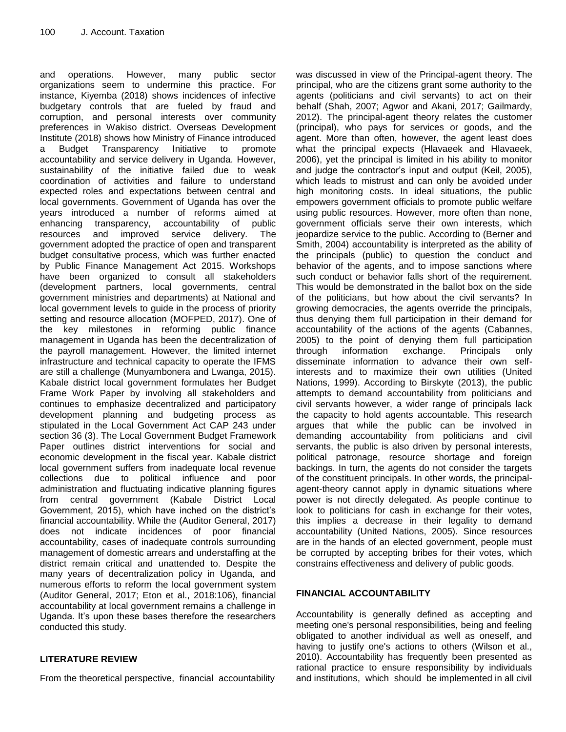and operations. However, many public sector organizations seem to undermine this practice. For instance, Kiyemba (2018) shows incidences of infective budgetary controls that are fueled by fraud and corruption, and personal interests over community preferences in Wakiso district. Overseas Development Institute (2018) shows how Ministry of Finance introduced a Budget Transparency Initiative to promote accountability and service delivery in Uganda. However, sustainability of the initiative failed due to weak coordination of activities and failure to understand expected roles and expectations between central and local governments. Government of Uganda has over the years introduced a number of reforms aimed at enhancing transparency, accountability of public resources and improved service delivery. The government adopted the practice of open and transparent budget consultative process, which was further enacted by Public Finance Management Act 2015. Workshops have been organized to consult all stakeholders (development partners, local governments, central government ministries and departments) at National and local government levels to guide in the process of priority setting and resource allocation (MOFPED, 2017). One of the key milestones in reforming public finance management in Uganda has been the decentralization of the payroll management. However, the limited internet infrastructure and technical capacity to operate the IFMS are still a challenge (Munyambonera and Lwanga, 2015). Kabale district local government formulates her Budget Frame Work Paper by involving all stakeholders and continues to emphasize decentralized and participatory development planning and budgeting process as stipulated in the Local Government Act CAP 243 under section 36 (3). The Local Government Budget Framework Paper outlines district interventions for social and economic development in the fiscal year. Kabale district local government suffers from inadequate local revenue collections due to political influence and poor administration and fluctuating indicative planning figures from central government (Kabale District Local Government, 2015), which have inched on the district's financial accountability. While the (Auditor General, 2017) does not indicate incidences of poor financial accountability, cases of inadequate controls surrounding management of domestic arrears and understaffing at the district remain critical and unattended to. Despite the many years of decentralization policy in Uganda, and numerous efforts to reform the local government system (Auditor General, 2017; Eton et al., 2018:106), financial accountability at local government remains a challenge in Uganda. It's upon these bases therefore the researchers conducted this study.

## LITERATURE REVIEW

From the theoretical perspective, financial accountability was discussed in view of the Principal-agent theory. The principal, who are the citizens grant some authority to the agents (politicians and civil servants) to act on their behalf (Shah, 2007; Agwor and Akani, 2017; Gailmardy, 2012). The principal-agent theory relates the customer (principal), who pays for services or goods, and the agent. More than often, however, the agent least does what the principal expects (Hlavaeek and Hlavaeek, 2006), yet the principal is limited in his ability to monitor and judge the contractor's input and output (Keil, 2005), which leads to mistrust and can only be avoided under high monitoring costs. In ideal situations, the public empowers government officials to promote public welfare using public resources. However, more often than none, government officials serve their own interests, which jeopardize service to the public. According to (Berner and Smith, 2004) accountability is interpreted as the ability of the principals (public) to question the conduct and behavior of the agents, and to impose sanctions where such conduct or behavior falls short of the requirement. This would be demonstrated in the ballot box on the side of the politicians, but how about the civil servants? In growing democracies, the agents override the principals, thus denying them full participation in their demand for accountability of the actions of the agents (Cabannes, 2005) to the point of denying them full participation through information exchange. Principals only disseminate information to advance their own self-interests and to maximize their own utilities (United Nations, 1999). According to Birskyte (2013), the public attempts to demand accountability from politicians and civil servants however, a wider range of principals lack the capacity to hold agents accountable. This research argues that while the public can be involved in demanding accountability from politicians and civil servants, the public is also driven by personal interests, political patronage, resource shortage and foreign backings. In turn, the agents do not consider the targets of the constituent principals. In other words, the principal-agent-theory cannot apply in dynamic situations where power is not directly delegated. As people continue to look to politicians for cash in exchange for their votes, this implies a decrease in their legality to demand accountability (United Nations, 2005). Since resources are in the hands of an elected government, people must be corrupted by accepting bribes for their votes, which constrains effectiveness and delivery of public goods.

## FINANCIAL ACCOUNTABILITY

Accountability is generally defined as accepting and meeting one's personal responsibilities, being and feeling obligated to another individual as well as oneself, and having to justify one's actions to others (Wilson et al., 2010). Accountability has frequently been presented as rational practice to ensure responsibility by individuals and institutions, which should be implemented in all civil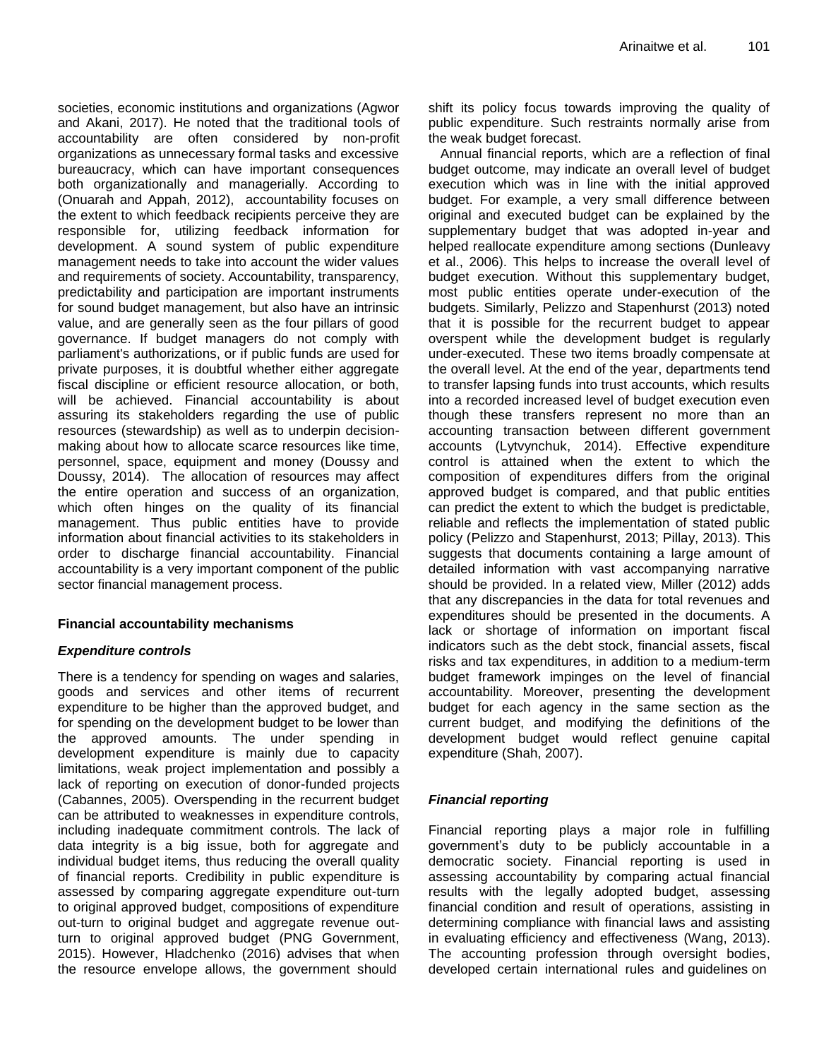societies, economic institutions and organizations (Agwor and Akani, 2017). He noted that the traditional tools of accountability are often considered by non-profit organizations as unnecessary formal tasks and excessive bureaucracy, which can have important consequences both organizationally and managerially. According to (Onuarah and Appah, 2012), accountability focuses on the extent to which feedback recipients perceive they are responsible for, utilizing feedback information for development. A sound system of public expenditure management needs to take into account the wider values and requirements of society. Accountability, transparency, predictability and participation are important instruments for sound budget management, but also have an intrinsic value, and are generally seen as the four pillars of good governance. If budget managers do not comply with parliament's authorizations, or if public funds are used for private purposes, it is doubtful whether either aggregate fiscal discipline or efficient resource allocation, or both, will be achieved. Financial accountability is about assuring its stakeholders regarding the use of public resources (stewardship) as well as to underpin decision-making about how to allocate scarce resources like time, personnel, space, equipment and money (Doussy and Doussy, 2014). The allocation of resources may affect the entire operation and success of an organization, which often hinges on the quality of its financial management. Thus public entities have to provide information about financial activities to its stakeholders in order to discharge financial accountability. Financial accountability is a very important component of the public sector financial management process.

### Financial accountability mechanisms

#### *Expenditure controls*

There is a tendency for spending on wages and salaries, goods and services and other items of recurrent expenditure to be higher than the approved budget, and for spending on the development budget to be lower than the approved amounts. The under spending in development expenditure is mainly due to capacity limitations, weak project implementation and possibly a lack of reporting on execution of donor-funded projects (Cabannes, 2005). Overspending in the recurrent budget can be attributed to weaknesses in expenditure controls, including inadequate commitment controls. The lack of data integrity is a big issue, both for aggregate and individual budget items, thus reducing the overall quality of financial reports. Credibility in public expenditure is assessed by comparing aggregate expenditure out-turn to original approved budget, compositions of expenditure out-turn to original budget and aggregate revenue out-turn to original approved budget (PNG Government, 2015). However, Hladchenko (2016) advises that when the resource envelope allows, the government should shift its policy focus towards improving the quality of public expenditure. Such restraints normally arise from the weak budget forecast.

Annual financial reports, which are a reflection of final budget outcome, may indicate an overall level of budget execution which was in line with the initial approved budget. For example, a very small difference between original and executed budget can be explained by the supplementary budget that was adopted in-year and helped reallocate expenditure among sections (Dunleavy et al., 2006). This helps to increase the overall level of budget execution. Without this supplementary budget, most public entities operate under-execution of the budgets. Similarly, Pelizzo and Stapenhurst (2013) noted that it is possible for the recurrent budget to appear overspent while the development budget is regularly under-executed. These two items broadly compensate at the overall level. At the end of the year, departments tend to transfer lapsing funds into trust accounts, which results into a recorded increased level of budget execution even though these transfers represent no more than an accounting transaction between different government accounts (Lytvynchuk, 2014). Effective expenditure control is attained when the extent to which the composition of expenditures differs from the original approved budget is compared, and that public entities can predict the extent to which the budget is predictable, reliable and reflects the implementation of stated public policy (Pelizzo and Stapenhurst, 2013; Pillay, 2013). This suggests that documents containing a large amount of detailed information with vast accompanying narrative should be provided. In a related view, Miller (2012) adds that any discrepancies in the data for total revenues and expenditures should be presented in the documents. A lack or shortage of information on important fiscal indicators such as the debt stock, financial assets, fiscal risks and tax expenditures, in addition to a medium-term budget framework impinges on the level of financial accountability. Moreover, presenting the development budget for each agency in the same section as the current budget, and modifying the definitions of the development budget would reflect genuine capital expenditure (Shah, 2007).

#### *Financial reporting*

Financial reporting plays a major role in fulfilling government's duty to be publicly accountable in a democratic society. Financial reporting is used in assessing accountability by comparing actual financial results with the legally adopted budget, assessing financial condition and result of operations, assisting in determining compliance with financial laws and assisting in evaluating efficiency and effectiveness (Wang, 2013). The accounting profession through oversight bodies, developed certain international rules and guidelines on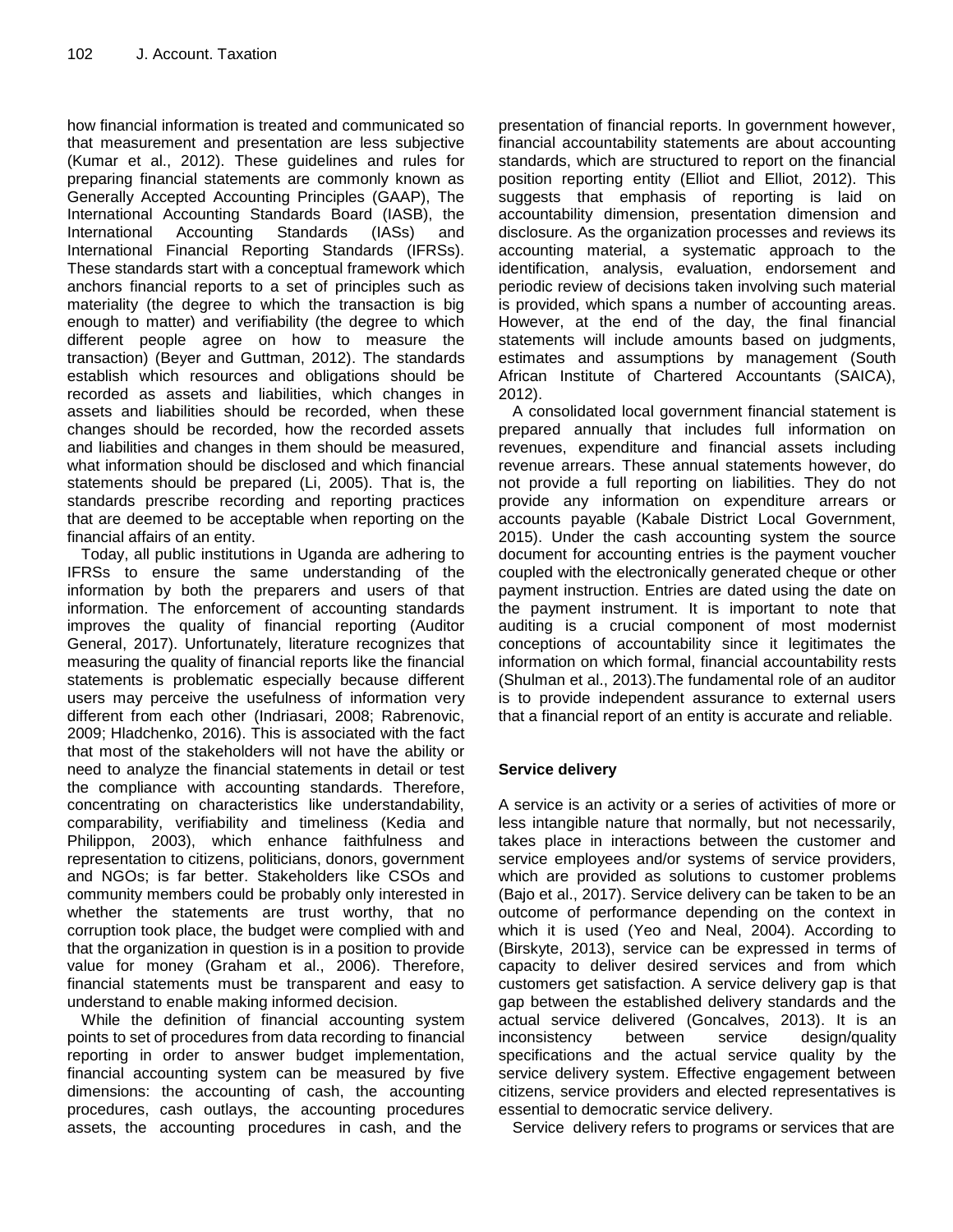how financial information is treated and communicated so that measurement and presentation are less subjective (Kumar et al., 2012). These guidelines and rules for preparing financial statements are commonly known as Generally Accepted Accounting Principles (GAAP), The International Accounting Standards Board (IASB), the International Accounting Standards (IASs) and International Financial Reporting Standards (IFRSs). These standards start with a conceptual framework which anchors financial reports to a set of principles such as materiality (the degree to which the transaction is big enough to matter) and verifiability (the degree to which different people agree on how to measure the transaction) (Beyer and Guttman, 2012). The standards establish which resources and obligations should be recorded as assets and liabilities, which changes in assets and liabilities should be recorded, when these changes should be recorded, how the recorded assets and liabilities and changes in them should be measured, what information should be disclosed and which financial statements should be prepared (Li, 2005). That is, the standards prescribe recording and reporting practices that are deemed to be acceptable when reporting on the financial affairs of an entity.

Today, all public institutions in Uganda are adhering to IFRSs to ensure the same understanding of the information by both the preparers and users of that information. The enforcement of accounting standards improves the quality of financial reporting (Auditor General, 2017). Unfortunately, literature recognizes that measuring the quality of financial reports like the financial statements is problematic especially because different users may perceive the usefulness of information very different from each other (Indriasari, 2008; Rabrenovic, 2009; Hladchenko, 2016). This is associated with the fact that most of the stakeholders will not have the ability or need to analyze the financial statements in detail or test the compliance with accounting standards. Therefore, concentrating on characteristics like understandability, comparability, verifiability and timeliness (Kedia and Philippon, 2003), which enhance faithfulness and representation to citizens, politicians, donors, government and NGOs; is far better. Stakeholders like CSOs and community members could be probably only interested in whether the statements are trust worthy, that no corruption took place, the budget were complied with and that the organization in question is in a position to provide value for money (Graham et al., 2006). Therefore, financial statements must be transparent and easy to understand to enable making informed decision.

While the definition of financial accounting system points to set of procedures from data recording to financial reporting in order to answer budget implementation, financial accounting system can be measured by five dimensions: the accounting of cash, the accounting procedures, cash outlays, the accounting procedures assets, the accounting procedures in cash, and the presentation of financial reports. In government however, financial accountability statements are about accounting standards, which are structured to report on the financial position reporting entity (Elliot and Elliot, 2012). This suggests that emphasis of reporting is laid on accountability dimension, presentation dimension and disclosure. As the organization processes and reviews its accounting material, a systematic approach to the identification, analysis, evaluation, endorsement and periodic review of decisions taken involving such material is provided, which spans a number of accounting areas. However, at the end of the day, the final financial statements will include amounts based on judgments, estimates and assumptions by management (South African Institute of Chartered Accountants (SAICA), 2012).

A consolidated local government financial statement is prepared annually that includes full information on revenues, expenditure and financial assets including revenue arrears. These annual statements however, do not provide a full reporting on liabilities. They do not provide any information on expenditure arrears or accounts payable (Kabale District Local Government, 2015). Under the cash accounting system the source document for accounting entries is the payment voucher coupled with the electronically generated cheque or other payment instruction. Entries are dated using the date on the payment instrument. It is important to note that auditing is a crucial component of most modernist conceptions of accountability since it legitimates the information on which formal, financial accountability rests (Shulman et al., 2013).The fundamental role of an auditor is to provide independent assurance to external users that a financial report of an entity is accurate and reliable.

### Service delivery

A service is an activity or a series of activities of more or less intangible nature that normally, but not necessarily, takes place in interactions between the customer and service employees and/or systems of service providers, which are provided as solutions to customer problems (Bajo et al., 2017). Service delivery can be taken to be an outcome of performance depending on the context in which it is used (Yeo and Neal, 2004). According to (Birskyte, 2013), service can be expressed in terms of capacity to deliver desired services and from which customers get satisfaction. A service delivery gap is that gap between the established delivery standards and the actual service delivered (Goncalves, 2013). It is an inconsistency between service design/quality specifications and the actual service quality by the service delivery system. Effective engagement between citizens, service providers and elected representatives is essential to democratic service delivery.

Service delivery refers to programs or services that are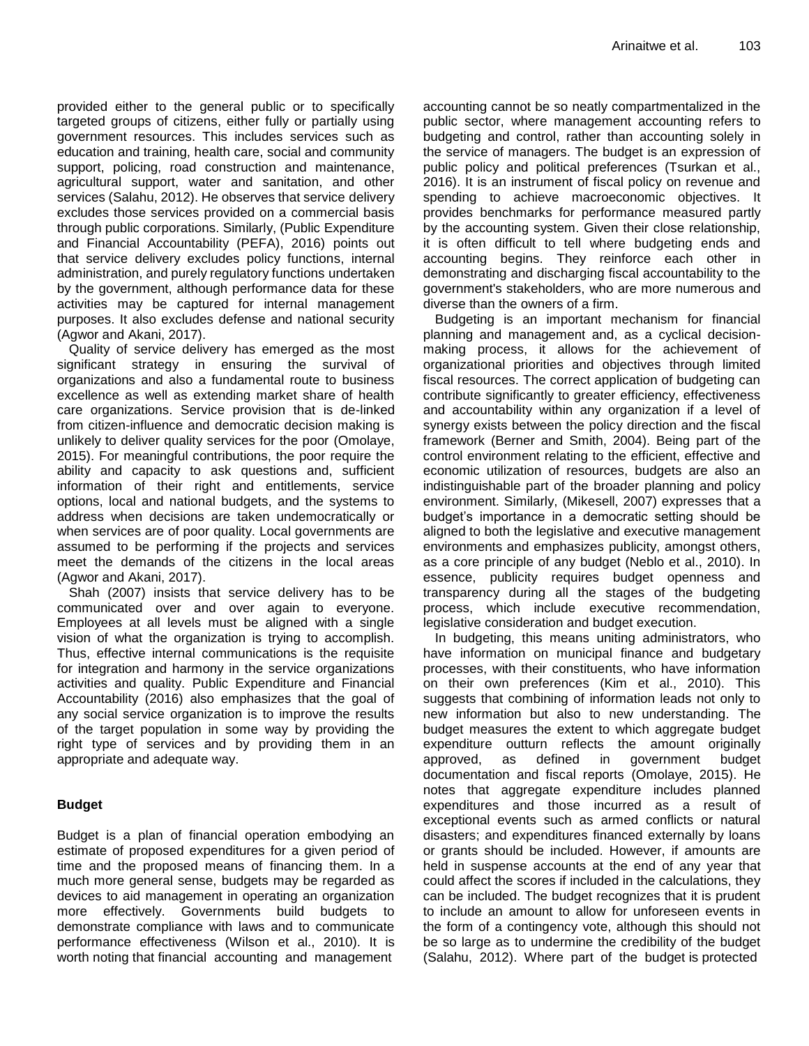provided either to the general public or to specifically targeted groups of citizens, either fully or partially using government resources. This includes services such as education and training, health care, social and community support, policing, road construction and maintenance, agricultural support, water and sanitation, and other services (Salahu, 2012). He observes that service delivery excludes those services provided on a commercial basis through public corporations. Similarly, (Public Expenditure and Financial Accountability (PEFA), 2016) points out that service delivery excludes policy functions, internal administration, and purely regulatory functions undertaken by the government, although performance data for these activities may be captured for internal management purposes. It also excludes defense and national security (Agwor and Akani, 2017).

Quality of service delivery has emerged as the most significant strategy in ensuring the survival of organizations and also a fundamental route to business excellence as well as extending market share of health care organizations. Service provision that is de-linked from citizen-influence and democratic decision making is unlikely to deliver quality services for the poor (Omolaye, 2015). For meaningful contributions, the poor require the ability and capacity to ask questions and, sufficient information of their right and entitlements, service options, local and national budgets, and the systems to address when decisions are taken undemocratically or when services are of poor quality. Local governments are assumed to be performing if the projects and services meet the demands of the citizens in the local areas (Agwor and Akani, 2017).

Shah (2007) insists that service delivery has to be communicated over and over again to everyone. Employees at all levels must be aligned with a single vision of what the organization is trying to accomplish. Thus, effective internal communications is the requisite for integration and harmony in the service organizations activities and quality. Public Expenditure and Financial Accountability (2016) also emphasizes that the goal of any social service organization is to improve the results of the target population in some way by providing the right type of services and by providing them in an appropriate and adequate way.

## Budget

Budget is a plan of financial operation embodying an estimate of proposed expenditures for a given period of time and the proposed means of financing them. In a much more general sense, budgets may be regarded as devices to aid management in operating an organization more effectively. Governments build budgets to demonstrate compliance with laws and to communicate performance effectiveness (Wilson et al., 2010). It is worth noting that financial accounting and management accounting cannot be so neatly compartmentalized in the public sector, where management accounting refers to budgeting and control, rather than accounting solely in the service of managers. The budget is an expression of public policy and political preferences (Tsurkan et al., 2016). It is an instrument of fiscal policy on revenue and spending to achieve macroeconomic objectives. It provides benchmarks for performance measured partly by the accounting system. Given their close relationship, it is often difficult to tell where budgeting ends and accounting begins. They reinforce each other in demonstrating and discharging fiscal accountability to the government's stakeholders, who are more numerous and diverse than the owners of a firm.

Budgeting is an important mechanism for financial planning and management and, as a cyclical decision-making process, it allows for the achievement of organizational priorities and objectives through limited fiscal resources. The correct application of budgeting can contribute significantly to greater efficiency, effectiveness and accountability within any organization if a level of synergy exists between the policy direction and the fiscal framework (Berner and Smith, 2004). Being part of the control environment relating to the efficient, effective and economic utilization of resources, budgets are also an indistinguishable part of the broader planning and policy environment. Similarly, (Mikesell, 2007) expresses that a budget's importance in a democratic setting should be aligned to both the legislative and executive management environments and emphasizes publicity, amongst others, as a core principle of any budget (Neblo et al., 2010). In essence, publicity requires budget openness and transparency during all the stages of the budgeting process, which include executive recommendation, legislative consideration and budget execution.

In budgeting, this means uniting administrators, who have information on municipal finance and budgetary processes, with their constituents, who have information on their own preferences (Kim et al., 2010). This suggests that combining of information leads not only to new information but also to new understanding. The budget measures the extent to which aggregate budget expenditure outturn reflects the amount originally approved, as defined in government budget documentation and fiscal reports (Omolaye, 2015). He notes that aggregate expenditure includes planned expenditures and those incurred as a result of exceptional events such as armed conflicts or natural disasters; and expenditures financed externally by loans or grants should be included. However, if amounts are held in suspense accounts at the end of any year that could affect the scores if included in the calculations, they can be included. The budget recognizes that it is prudent to include an amount to allow for unforeseen events in the form of a contingency vote, although this should not be so large as to undermine the credibility of the budget (Salahu, 2012). Where part of the budget is protected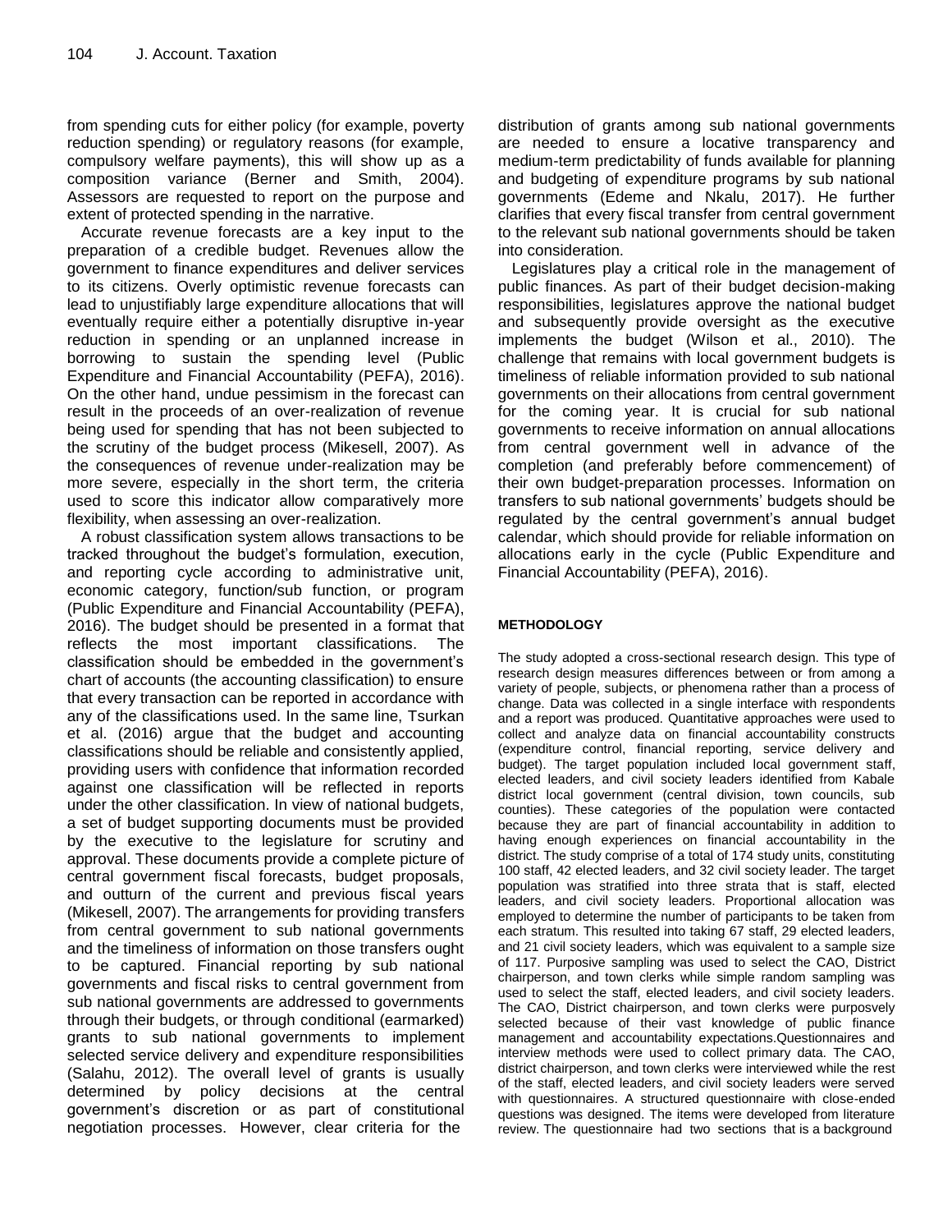from spending cuts for either policy (for example, poverty reduction spending) or regulatory reasons (for example, compulsory welfare payments), this will show up as a composition variance (Berner and Smith, 2004). Assessors are requested to report on the purpose and extent of protected spending in the narrative.

Accurate revenue forecasts are a key input to the preparation of a credible budget. Revenues allow the government to finance expenditures and deliver services to its citizens. Overly optimistic revenue forecasts can lead to unjustifiably large expenditure allocations that will eventually require either a potentially disruptive in-year reduction in spending or an unplanned increase in borrowing to sustain the spending level (Public Expenditure and Financial Accountability (PEFA), 2016). On the other hand, undue pessimism in the forecast can result in the proceeds of an over-realization of revenue being used for spending that has not been subjected to the scrutiny of the budget process (Mikesell, 2007). As the consequences of revenue under-realization may be more severe, especially in the short term, the criteria used to score this indicator allow comparatively more flexibility, when assessing an over-realization.

A robust classification system allows transactions to be tracked throughout the budget's formulation, execution, and reporting cycle according to administrative unit, economic category, function/sub function, or program (Public Expenditure and Financial Accountability (PEFA), 2016). The budget should be presented in a format that reflects the most important classifications. The classification should be embedded in the government's chart of accounts (the accounting classification) to ensure that every transaction can be reported in accordance with any of the classifications used. In the same line, Tsurkan et al. (2016) argue that the budget and accounting classifications should be reliable and consistently applied, providing users with confidence that information recorded against one classification will be reflected in reports under the other classification. In view of national budgets, a set of budget supporting documents must be provided by the executive to the legislature for scrutiny and approval. These documents provide a complete picture of central government fiscal forecasts, budget proposals, and outturn of the current and previous fiscal years (Mikesell, 2007). The arrangements for providing transfers from central government to sub national governments and the timeliness of information on those transfers ought to be captured. Financial reporting by sub national governments and fiscal risks to central government from sub national governments are addressed to governments through their budgets, or through conditional (earmarked) grants to sub national governments to implement selected service delivery and expenditure responsibilities (Salahu, 2012). The overall level of grants is usually determined by policy decisions at the central government's discretion or as part of constitutional negotiation processes. However, clear criteria for the distribution of grants among sub national governments are needed to ensure a locative transparency and medium-term predictability of funds available for planning and budgeting of expenditure programs by sub national governments (Edeme and Nkalu, 2017). He further clarifies that every fiscal transfer from central government to the relevant sub national governments should be taken into consideration.

Legislatures play a critical role in the management of public finances. As part of their budget decision-making responsibilities, legislatures approve the national budget and subsequently provide oversight as the executive implements the budget (Wilson et al., 2010). The challenge that remains with local government budgets is timeliness of reliable information provided to sub national governments on their allocations from central government for the coming year. It is crucial for sub national governments to receive information on annual allocations from central government well in advance of the completion (and preferably before commencement) of their own budget-preparation processes. Information on transfers to sub national governments' budgets should be regulated by the central government's annual budget calendar, which should provide for reliable information on allocations early in the cycle (Public Expenditure and Financial Accountability (PEFA), 2016).

## METHODOLOGY

The study adopted a cross-sectional research design. This type of research design measures differences between or from among a variety of people, subjects, or phenomena rather than a process of change. Data was collected in a single interface with respondents and a report was produced. Quantitative approaches were used to collect and analyze data on financial accountability constructs (expenditure control, financial reporting, service delivery and budget). The target population included local government staff, elected leaders, and civil society leaders identified from Kabale district local government (central division, town councils, sub counties). These categories of the population were contacted because they are part of financial accountability in addition to having enough experiences on financial accountability in the district. The study comprise of a total of 174 study units, constituting 100 staff, 42 elected leaders, and 32 civil society leader. The target population was stratified into three strata that is staff, elected leaders, and civil society leaders. Proportional allocation was employed to determine the number of participants to be taken from each stratum. This resulted into taking 67 staff, 29 elected leaders, and 21 civil society leaders, which was equivalent to a sample size of 117. Purposive sampling was used to select the CAO, District chairperson, and town clerks while simple random sampling was used to select the staff, elected leaders, and civil society leaders. The CAO, District chairperson, and town clerks were purposvely selected because of their vast knowledge of public finance management and accountability expectations.Questionnaires and interview methods were used to collect primary data. The CAO, district chairperson, and town clerks were interviewed while the rest of the staff, elected leaders, and civil society leaders were served with questionnaires. A structured questionnaire with close-ended questions was designed. The items were developed from literature review. The questionnaire had two sections that is a background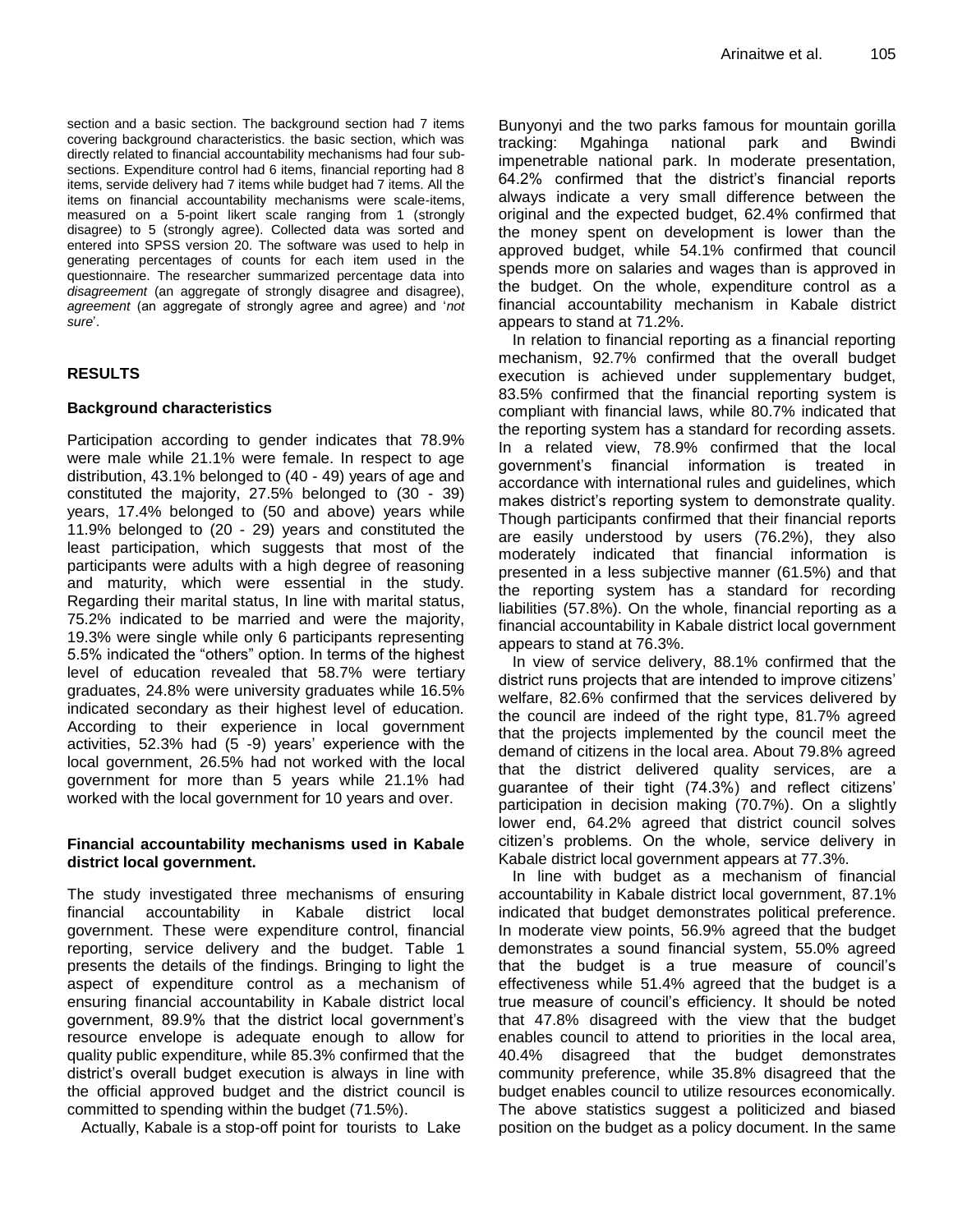section and a basic section. The background section had 7 items covering background characteristics. the basic section, which was directly related to financial accountability mechanisms had four sub-sections. Expenditure control had 6 items, financial reporting had 8 items, servide delivery had 7 items while budget had 7 items. All the items on financial accountability mechanisms were scale-items, measured on a 5-point likert scale ranging from 1 (strongly disagree) to 5 (strongly agree). Collected data was sorted and entered into SPSS version 20. The software was used to help in generating percentages of counts for each item used in the questionnaire. The researcher summarized percentage data into *disagreement* (an aggregate of strongly disagree and disagree), *agreement* (an aggregate of strongly agree and agree) and '*not sure*'.

## RESULTS

### Background characteristics

Participation according to gender indicates that 78.9% were male while 21.1% were female. In respect to age distribution, 43.1% belonged to (40 - 49) years of age and constituted the majority, 27.5% belonged to (30 - 39) years, 17.4% belonged to (50 and above) years while 11.9% belonged to (20 - 29) years and constituted the least participation, which suggests that most of the participants were adults with a high degree of reasoning and maturity, which were essential in the study. Regarding their marital status, In line with marital status, 75.2% indicated to be married and were the majority, 19.3% were single while only 6 participants representing 5.5% indicated the "others" option. In terms of the highest level of education revealed that 58.7% were tertiary graduates, 24.8% were university graduates while 16.5% indicated secondary as their highest level of education. According to their experience in local government activities, 52.3% had (5 -9) years' experience with the local government, 26.5% had not worked with the local government for more than 5 years while 21.1% had worked with the local government for 10 years and over.

### Financial accountability mechanisms used in Kabale district local government.

The study investigated three mechanisms of ensuring financial accountability in Kabale district local government. These were expenditure control, financial reporting, service delivery and the budget. Table 1 presents the details of the findings. Bringing to light the aspect of expenditure control as a mechanism of ensuring financial accountability in Kabale district local government, 89.9% that the district local government's resource envelope is adequate enough to allow for quality public expenditure, while 85.3% confirmed that the district's overall budget execution is always in line with the official approved budget and the district council is committed to spending within the budget (71.5%).

Actually, Kabale is a stop-off point for tourists to Lake Bunyonyi and the two parks famous for mountain gorilla tracking: Mgahinga national park and Bwindi impenetrable national park. In moderate presentation, 64.2% confirmed that the district's financial reports always indicate a very small difference between the original and the expected budget, 62.4% confirmed that the money spent on development is lower than the approved budget, while 54.1% confirmed that council spends more on salaries and wages than is approved in the budget. On the whole, expenditure control as a financial accountability mechanism in Kabale district appears to stand at 71.2%.

In relation to financial reporting as a financial reporting mechanism, 92.7% confirmed that the overall budget execution is achieved under supplementary budget, 83.5% confirmed that the financial reporting system is compliant with financial laws, while 80.7% indicated that the reporting system has a standard for recording assets. In a related view, 78.9% confirmed that the local government's financial information is treated in accordance with international rules and guidelines, which makes district's reporting system to demonstrate quality. Though participants confirmed that their financial reports are easily understood by users (76.2%), they also moderately indicated that financial information is presented in a less subjective manner (61.5%) and that the reporting system has a standard for recording liabilities (57.8%). On the whole, financial reporting as a financial accountability in Kabale district local government appears to stand at 76.3%.

In view of service delivery, 88.1% confirmed that the district runs projects that are intended to improve citizens' welfare, 82.6% confirmed that the services delivered by the council are indeed of the right type, 81.7% agreed that the projects implemented by the council meet the demand of citizens in the local area. About 79.8% agreed that the district delivered quality services, are a guarantee of their tight (74.3%) and reflect citizens' participation in decision making (70.7%). On a slightly lower end, 64.2% agreed that district council solves citizen's problems. On the whole, service delivery in Kabale district local government appears at 77.3%.

In line with budget as a mechanism of financial accountability in Kabale district local government, 87.1% indicated that budget demonstrates political preference. In moderate view points, 56.9% agreed that the budget demonstrates a sound financial system, 55.0% agreed that the budget is a true measure of council's effectiveness while 51.4% agreed that the budget is a true measure of council's efficiency. It should be noted that 47.8% disagreed with the view that the budget enables council to attend to priorities in the local area, 40.4% disagreed that the budget demonstrates community preference, while 35.8% disagreed that the budget enables council to utilize resources economically. The above statistics suggest a politicized and biased position on the budget as a policy document. In the same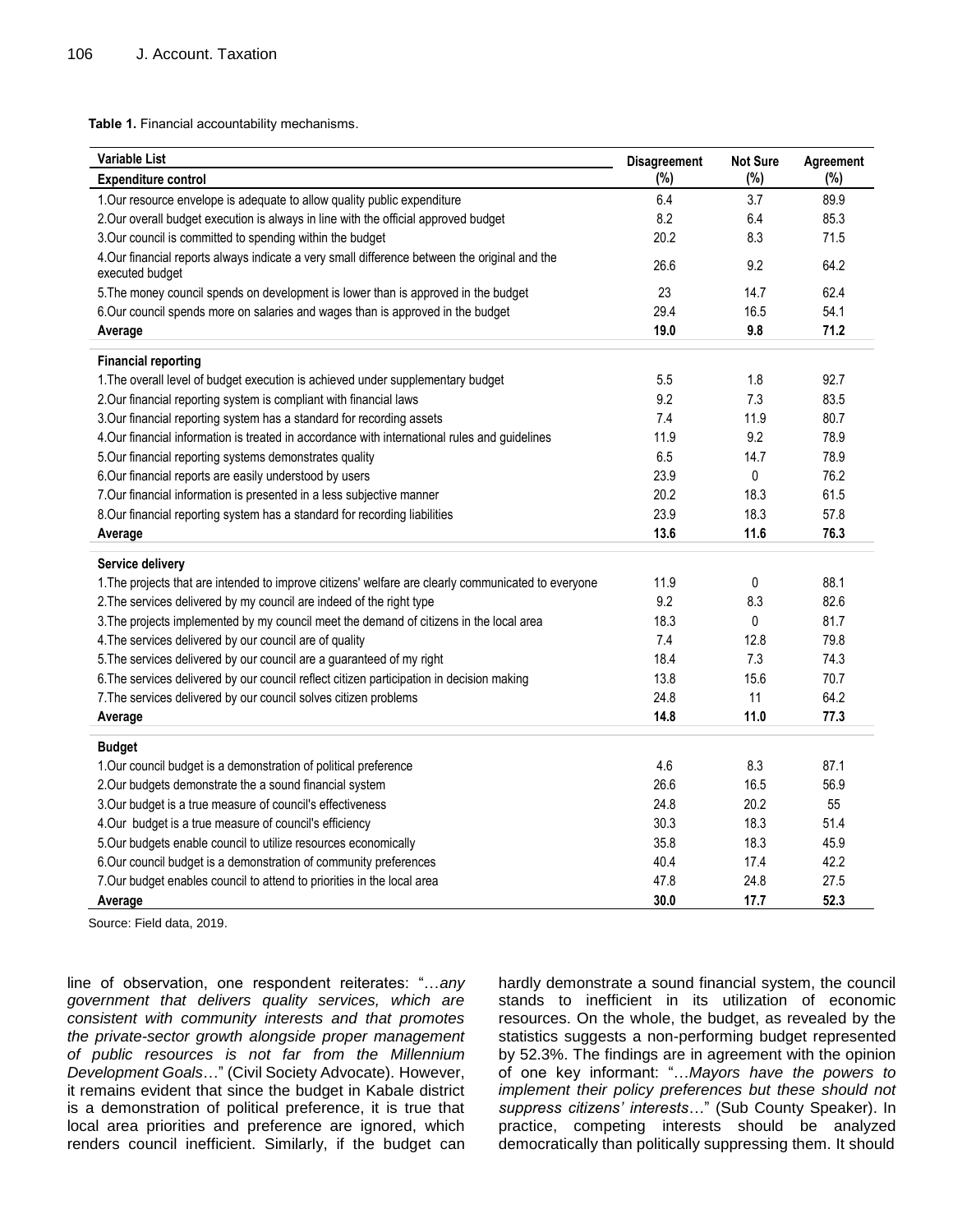**Table 1.** Financial accountability mechanisms.

| Variable List | Disagreement (%) | Not Sure (%) | Agreement (%) |
|---|---|---|---|
| **Expenditure control** | | | |
| 1.Our resource envelope is adequate to allow quality public expenditure | 6.4 | 3.7 | 89.9 |
| 2.Our overall budget execution is always in line with the official approved budget | 8.2 | 6.4 | 85.3 |
| 3.Our council is committed to spending within the budget | 20.2 | 8.3 | 71.5 |
| 4.Our financial reports always indicate a very small difference between the original and the executed budget | 26.6 | 9.2 | 64.2 |
| 5.The money council spends on development is lower than is approved in the budget | 23 | 14.7 | 62.4 |
| 6.Our council spends more on salaries and wages than is approved in the budget | 29.4 | 16.5 | 54.1 |
| **Average** | **19.0** | **9.8** | **71.2** |
| **Financial reporting** | | | |
| 1.The overall level of budget execution is achieved under supplementary budget | 5.5 | 1.8 | 92.7 |
| 2.Our financial reporting system is compliant with financial laws | 9.2 | 7.3 | 83.5 |
| 3.Our financial reporting system has a standard for recording assets | 7.4 | 11.9 | 80.7 |
| 4.Our financial information is treated in accordance with international rules and guidelines | 11.9 | 9.2 | 78.9 |
| 5.Our financial reporting systems demonstrates quality | 6.5 | 14.7 | 78.9 |
| 6.Our financial reports are easily understood by users | 23.9 | 0 | 76.2 |
| 7.Our financial information is presented in a less subjective manner | 20.2 | 18.3 | 61.5 |
| 8.Our financial reporting system has a standard for recording liabilities | 23.9 | 18.3 | 57.8 |
| **Average** | **13.6** | **11.6** | **76.3** |
| **Service delivery** | | | |
| 1.The projects that are intended to improve citizens' welfare are clearly communicated to everyone | 11.9 | 0 | 88.1 |
| 2.The services delivered by my council are indeed of the right type | 9.2 | 8.3 | 82.6 |
| 3.The projects implemented by my council meet the demand of citizens in the local area | 18.3 | 0 | 81.7 |
| 4.The services delivered by our council are of quality | 7.4 | 12.8 | 79.8 |
| 5.The services delivered by our council are a guaranteed of my right | 18.4 | 7.3 | 74.3 |
| 6.The services delivered by our council reflect citizen participation in decision making | 13.8 | 15.6 | 70.7 |
| 7.The services delivered by our council solves citizen problems | 24.8 | 11 | 64.2 |
| **Average** | **14.8** | **11.0** | **77.3** |
| **Budget** | | | |
| 1.Our council budget is a demonstration of political preference | 4.6 | 8.3 | 87.1 |
| 2.Our budgets demonstrate the a sound financial system | 26.6 | 16.5 | 56.9 |
| 3.Our budget is a true measure of council's effectiveness | 24.8 | 20.2 | 55 |
| 4.Our budget is a true measure of council's efficiency | 30.3 | 18.3 | 51.4 |
| 5.Our budgets enable council to utilize resources economically | 35.8 | 18.3 | 45.9 |
| 6.Our council budget is a demonstration of community preferences | 40.4 | 17.4 | 42.2 |
| 7.Our budget enables council to attend to priorities in the local area | 47.8 | 24.8 | 27.5 |
| **Average** | **30.0** | **17.7** | **52.3** |

Source: Field data, 2019.

line of observation, one respondent reiterates: "…*any government that delivers quality services, which are consistent with community interests and that promotes the private-sector growth alongside proper management of public resources is not far from the Millennium Development Goals*…" (Civil Society Advocate). However, it remains evident that since the budget in Kabale district is a demonstration of political preference, it is true that local area priorities and preference are ignored, which renders council inefficient. Similarly, if the budget can hardly demonstrate a sound financial system, the council stands to inefficient in its utilization of economic resources. On the whole, the budget, as revealed by the statistics suggests a non-performing budget represented by 52.3%. The findings are in agreement with the opinion of one key informant: "…*Mayors have the powers to implement their policy preferences but these should not suppress citizens' interests*…" (Sub County Speaker). In practice, competing interests should be analyzed democratically than politically suppressing them. It should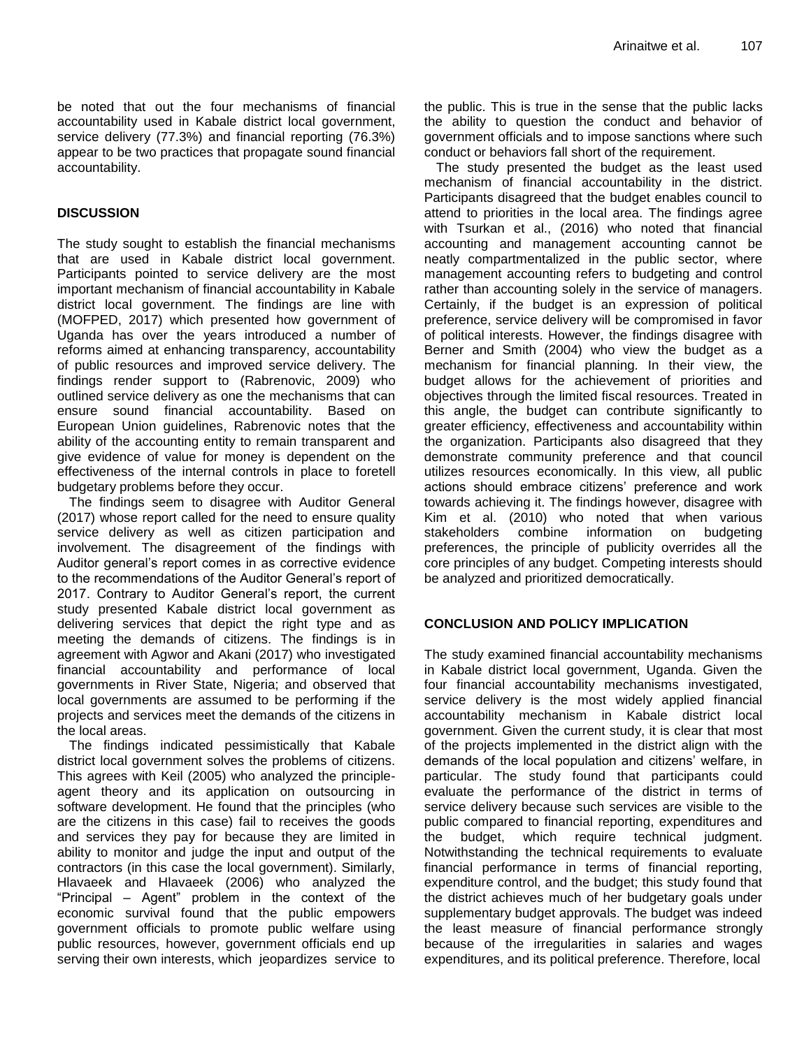be noted that out the four mechanisms of financial accountability used in Kabale district local government, service delivery (77.3%) and financial reporting (76.3%) appear to be two practices that propagate sound financial accountability.

## DISCUSSION

The study sought to establish the financial mechanisms that are used in Kabale district local government. Participants pointed to service delivery are the most important mechanism of financial accountability in Kabale district local government. The findings are line with (MOFPED, 2017) which presented how government of Uganda has over the years introduced a number of reforms aimed at enhancing transparency, accountability of public resources and improved service delivery. The findings render support to (Rabrenovic, 2009) who outlined service delivery as one the mechanisms that can ensure sound financial accountability. Based on European Union guidelines, Rabrenovic notes that the ability of the accounting entity to remain transparent and give evidence of value for money is dependent on the effectiveness of the internal controls in place to foretell budgetary problems before they occur.

The findings seem to disagree with Auditor General (2017) whose report called for the need to ensure quality service delivery as well as citizen participation and involvement. The disagreement of the findings with Auditor general's report comes in as corrective evidence to the recommendations of the Auditor General's report of 2017. Contrary to Auditor General's report, the current study presented Kabale district local government as delivering services that depict the right type and as meeting the demands of citizens. The findings is in agreement with Agwor and Akani (2017) who investigated financial accountability and performance of local governments in River State, Nigeria; and observed that local governments are assumed to be performing if the projects and services meet the demands of the citizens in the local areas.

The findings indicated pessimistically that Kabale district local government solves the problems of citizens. This agrees with Keil (2005) who analyzed the principle-agent theory and its application on outsourcing in software development. He found that the principles (who are the citizens in this case) fail to receives the goods and services they pay for because they are limited in ability to monitor and judge the input and output of the contractors (in this case the local government). Similarly, Hlavaeek and Hlavaeek (2006) who analyzed the "Principal – Agent" problem in the context of the economic survival found that the public empowers government officials to promote public welfare using public resources, however, government officials end up serving their own interests, which jeopardizes service to the public. This is true in the sense that the public lacks the ability to question the conduct and behavior of government officials and to impose sanctions where such conduct or behaviors fall short of the requirement.

The study presented the budget as the least used mechanism of financial accountability in the district. Participants disagreed that the budget enables council to attend to priorities in the local area. The findings agree with Tsurkan et al., (2016) who noted that financial accounting and management accounting cannot be neatly compartmentalized in the public sector, where management accounting refers to budgeting and control rather than accounting solely in the service of managers. Certainly, if the budget is an expression of political preference, service delivery will be compromised in favor of political interests. However, the findings disagree with Berner and Smith (2004) who view the budget as a mechanism for financial planning. In their view, the budget allows for the achievement of priorities and objectives through the limited fiscal resources. Treated in this angle, the budget can contribute significantly to greater efficiency, effectiveness and accountability within the organization. Participants also disagreed that they demonstrate community preference and that council utilizes resources economically. In this view, all public actions should embrace citizens' preference and work towards achieving it. The findings however, disagree with Kim et al. (2010) who noted that when various stakeholders combine information on budgeting preferences, the principle of publicity overrides all the core principles of any budget. Competing interests should be analyzed and prioritized democratically.

## CONCLUSION AND POLICY IMPLICATION

The study examined financial accountability mechanisms in Kabale district local government, Uganda. Given the four financial accountability mechanisms investigated, service delivery is the most widely applied financial accountability mechanism in Kabale district local government. Given the current study, it is clear that most of the projects implemented in the district align with the demands of the local population and citizens' welfare, in particular. The study found that participants could evaluate the performance of the district in terms of service delivery because such services are visible to the public compared to financial reporting, expenditures and the budget, which require technical judgment. Notwithstanding the technical requirements to evaluate financial performance in terms of financial reporting, expenditure control, and the budget; this study found that the district achieves much of her budgetary goals under supplementary budget approvals. The budget was indeed the least measure of financial performance strongly because of the irregularities in salaries and wages expenditures, and its political preference. Therefore, local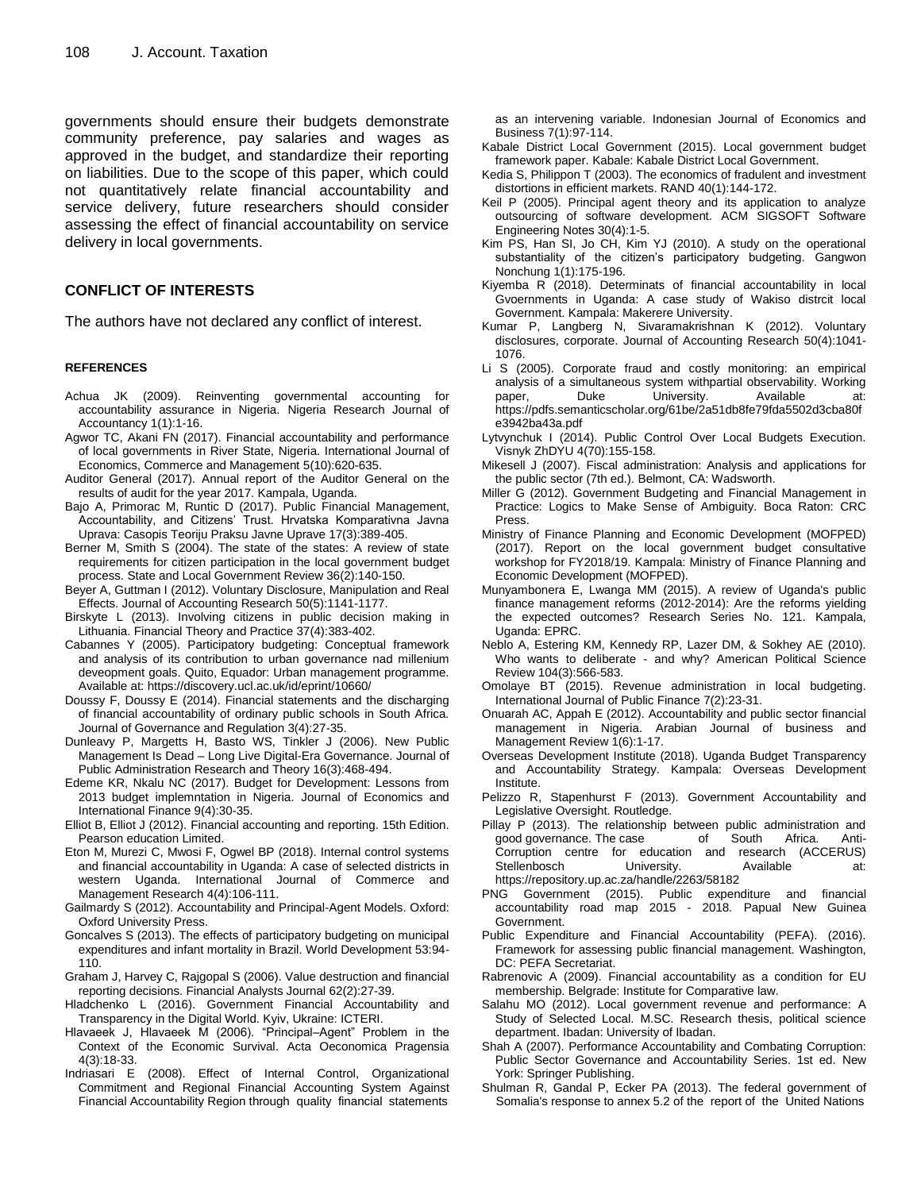governments should ensure their budgets demonstrate community preference, pay salaries and wages as approved in the budget, and standardize their reporting on liabilities. Due to the scope of this paper, which could not quantitatively relate financial accountability and service delivery, future researchers should consider assessing the effect of financial accountability on service delivery in local governments.

## CONFLICT OF INTERESTS

The authors have not declared any conflict of interest.

## REFERENCES

Achua JK (2009). Reinventing governmental accounting for accountability assurance in Nigeria. Nigeria Research Journal of Accountancy 1(1):1-16.

Agwor TC, Akani FN (2017). Financial accountability and performance of local governments in River State, Nigeria. International Journal of Economics, Commerce and Management 5(10):620-635.

Auditor General (2017). Annual report of the Auditor General on the results of audit for the year 2017. Kampala, Uganda.

Bajo A, Primorac M, Runtic D (2017). Public Financial Management, Accountability, and Citizens' Trust. Hrvatska Komparativna Javna Uprava: Casopis Teoriju Praksu Javne Uprave 17(3):389-405.

Berner M, Smith S (2004). The state of the states: A review of state requirements for citizen participation in the local government budget process. State and Local Government Review 36(2):140-150.

Beyer A, Guttman I (2012). Voluntary Disclosure, Manipulation and Real Effects. Journal of Accounting Research 50(5):1141-1177.

Birskyte L (2013). Involving citizens in public decision making in Lithuania. Financial Theory and Practice 37(4):383-402.

Cabannes Y (2005). Participatory budgeting: Conceptual framework and analysis of its contribution to urban governance nad millenium deveopment goals. Quito, Equador: Urban management programme. Available at: https://discovery.ucl.ac.uk/id/eprint/10660/

Doussy F, Doussy E (2014). Financial statements and the discharging of financial accountability of ordinary public schools in South Africa. Journal of Governance and Regulation 3(4):27-35.

Dunleavy P, Margetts H, Basto WS, Tinkler J (2006). New Public Management Is Dead – Long Live Digital-Era Governance. Journal of Public Administration Research and Theory 16(3):468-494.

Edeme KR, Nkalu NC (2017). Budget for Development: Lessons from 2013 budget implemntation in Nigeria. Journal of Economics and International Finance 9(4):30-35.

Elliot B, Elliot J (2012). Financial accounting and reporting. 15th Edition. Pearson education Limited.

Eton M, Murezi C, Mwosi F, Ogwel BP (2018). Internal control systems and financial accountability in Uganda: A case of selected districts in western Uganda. International Journal of Commerce and Management Research 4(4):106-111.

Gailmardy S (2012). Accountability and Principal-Agent Models. Oxford: Oxford University Press.

Goncalves S (2013). The effects of participatory budgeting on municipal expenditures and infant mortality in Brazil. World Development 53:94-110.

Graham J, Harvey C, Rajgopal S (2006). Value destruction and financial reporting decisions. Financial Analysts Journal 62(2):27-39.

Hladchenko L (2016). Government Financial Accountability and Transparency in the Digital World. Kyiv, Ukraine: ICTERI.

Hlavaeek J, Hlavaeek M (2006). "Principal–Agent" Problem in the Context of the Economic Survival. Acta Oeconomica Pragensia 4(3):18-33.

Indriasari E (2008). Effect of Internal Control, Organizational Commitment and Regional Financial Accounting System Against Financial Accountability Region through quality financial statements as an intervening variable. Indonesian Journal of Economics and Business 7(1):97-114.

Kabale District Local Government (2015). Local government budget framework paper. Kabale: Kabale District Local Government.

Kedia S, Philippon T (2003). The economics of fradulent and investment distortions in efficient markets. RAND 40(1):144-172.

Keil P (2005). Principal agent theory and its application to analyze outsourcing of software development. ACM SIGSOFT Software Engineering Notes 30(4):1-5.

Kim PS, Han SI, Jo CH, Kim YJ (2010). A study on the operational substantiality of the citizen's participatory budgeting. Gangwon Nonchung 1(1):175-196.

Kiyemba R (2018). Determinats of financial accountability in local Gvoernments in Uganda: A case study of Wakiso distrcit local Government. Kampala: Makerere University.

Kumar P, Langberg N, Sivaramakrishnan K (2012). Voluntary disclosures, corporate. Journal of Accounting Research 50(4):1041-1076.

Li S (2005). Corporate fraud and costly monitoring: an empirical analysis of a simultaneous system withpartial observability. Working paper, Duke University. Available at: https://pdfs.semanticscholar.org/61be/2a51db8fe79fda5502d3cba80fe3942ba43a.pdf

Lytvynchuk I (2014). Public Control Over Local Budgets Execution. Visnyk ZhDYU 4(70):155-158.

Mikesell J (2007). Fiscal administration: Analysis and applications for the public sector (7th ed.). Belmont, CA: Wadsworth.

Miller G (2012). Government Budgeting and Financial Management in Practice: Logics to Make Sense of Ambiguity. Boca Raton: CRC Press.

Ministry of Finance Planning and Economic Development (MOFPED) (2017). Report on the local government budget consultative workshop for FY2018/19. Kampala: Ministry of Finance Planning and Economic Development (MOFPED).

Munyambonera E, Lwanga MM (2015). A review of Uganda's public finance management reforms (2012-2014): Are the reforms yielding the expected outcomes? Research Series No. 121. Kampala, Uganda: EPRC.

Neblo A, Estering KM, Kennedy RP, Lazer DM, & Sokhey AE (2010). Who wants to deliberate - and why? American Political Science Review 104(3):566-583.

Omolaye BT (2015). Revenue administration in local budgeting. International Journal of Public Finance 7(2):23-31.

Onuarah AC, Appah E (2012). Accountability and public sector financial management in Nigeria. Arabian Journal of business and Management Review 1(6):1-17.

Overseas Development Institute (2018). Uganda Budget Transparency and Accountability Strategy. Kampala: Overseas Development Institute.

Pelizzo R, Stapenhurst F (2013). Government Accountability and Legislative Oversight. Routledge.

Pillay P (2013). The relationship between public administration and good governance. The case of South Africa. Anti-Corruption centre for education and research (ACCERUS) Stellenbosch University. Available at: https://repository.up.ac.za/handle/2263/58182

PNG Government (2015). Public expenditure and financial accountability road map 2015 - 2018. Papual New Guinea Government.

Public Expenditure and Financial Accountability (PEFA). (2016). Framework for assessing public financial management. Washington, DC: PEFA Secretariat.

Rabrenovic A (2009). Financial accountability as a condition for EU membership. Belgrade: Institute for Comparative law.

Salahu MO (2012). Local government revenue and performance: A Study of Selected Local. M.SC. Research thesis, political science department. Ibadan: University of Ibadan.

Shah A (2007). Performance Accountability and Combating Corruption: Public Sector Governance and Accountability Series. 1st ed. New York: Springer Publishing.

Shulman R, Gandal P, Ecker PA (2013). The federal government of Somalia's response to annex 5.2 of the report of the United Nations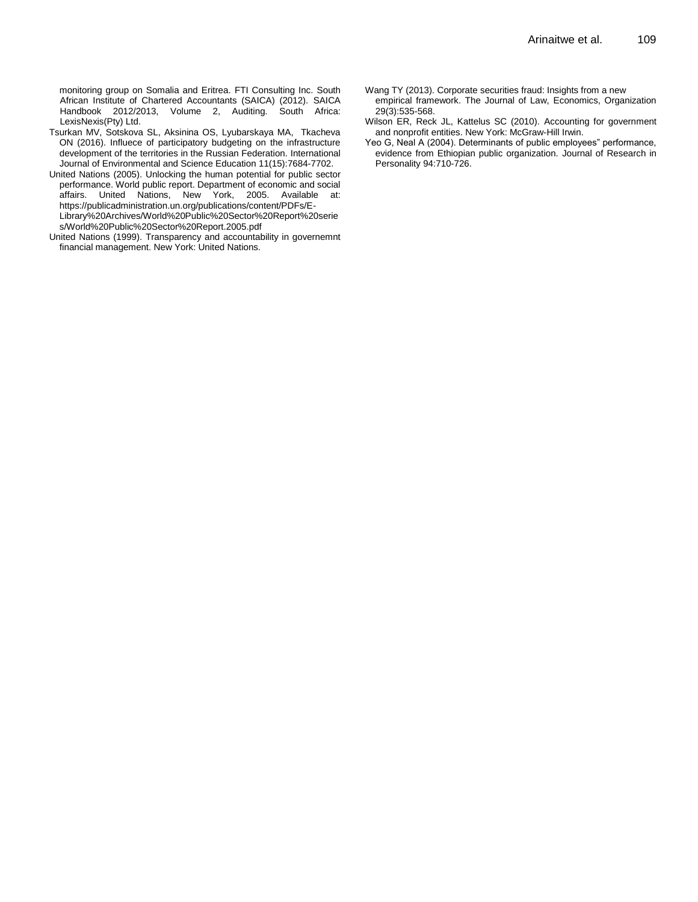monitoring group on Somalia and Eritrea. FTI Consulting Inc. South African Institute of Chartered Accountants (SAICA) (2012). SAICA Handbook 2012/2013, Volume 2, Auditing. South Africa: LexisNexis(Pty) Ltd.

Tsurkan MV, Sotskova SL, Aksinina OS, Lyubarskaya MA, Tkacheva ON (2016). Influece of participatory budgeting on the infrastructure development of the territories in the Russian Federation. International Journal of Environmental and Science Education 11(15):7684-7702.

United Nations (2005). Unlocking the human potential for public sector performance. World public report. Department of economic and social affairs. United Nations, New York, 2005. Available at: https://publicadministration.un.org/publications/content/PDFs/E-Library%20Archives/World%20Public%20Sector%20Report%20series/World%20Public%20Sector%20Report.2005.pdf

United Nations (1999). Transparency and accountability in governemnt financial management. New York: United Nations.

Wang TY (2013). Corporate securities fraud: Insights from a new empirical framework. The Journal of Law, Economics, Organization 29(3):535-568.

Wilson ER, Reck JL, Kattelus SC (2010). Accounting for government and nonprofit entities. New York: McGraw-Hill Irwin.

Yeo G, Neal A (2004). Determinants of public employees" performance, evidence from Ethiopian public organization. Journal of Research in Personality 94:710-726.